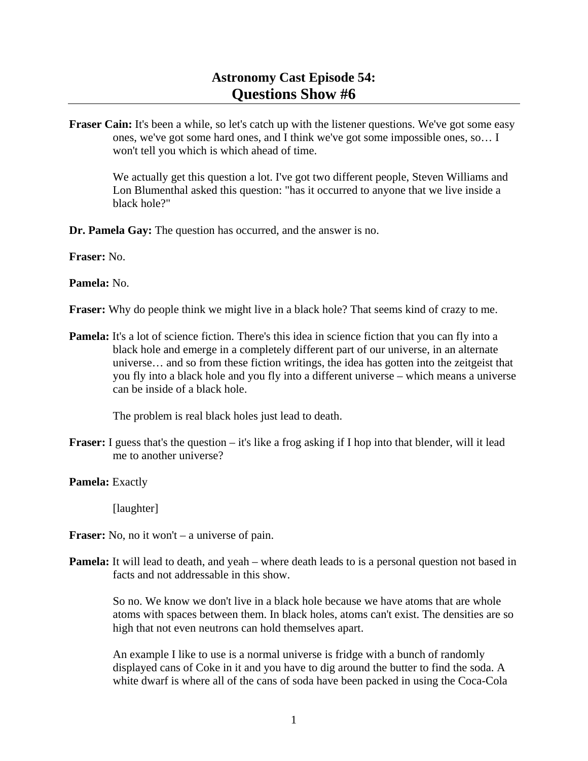# Astronomy Cast Episode 54:
# Questions Show #6

**Fraser Cain:** It's been a while, so let's catch up with the listener questions. We've got some easy ones, we've got some hard ones, and I think we've got some impossible ones, so… I won't tell you which is which ahead of time.

We actually get this question a lot. I've got two different people, Steven Williams and Lon Blumenthal asked this question: "has it occurred to anyone that we live inside a black hole?"

**Dr. Pamela Gay:** The question has occurred, and the answer is no.

**Fraser:** No.

**Pamela:** No.

**Fraser:** Why do people think we might live in a black hole? That seems kind of crazy to me.

**Pamela:** It's a lot of science fiction. There's this idea in science fiction that you can fly into a black hole and emerge in a completely different part of our universe, in an alternate universe… and so from these fiction writings, the idea has gotten into the zeitgeist that you fly into a black hole and you fly into a different universe – which means a universe can be inside of a black hole.

The problem is real black holes just lead to death.

**Fraser:** I guess that's the question – it's like a frog asking if I hop into that blender, will it lead me to another universe?

**Pamela:** Exactly

[laughter]

**Fraser:** No, no it won't – a universe of pain.

**Pamela:** It will lead to death, and yeah – where death leads to is a personal question not based in facts and not addressable in this show.

So no. We know we don't live in a black hole because we have atoms that are whole atoms with spaces between them. In black holes, atoms can't exist. The densities are so high that not even neutrons can hold themselves apart.

An example I like to use is a normal universe is fridge with a bunch of randomly displayed cans of Coke in it and you have to dig around the butter to find the soda. A white dwarf is where all of the cans of soda have been packed in using the Coca-Cola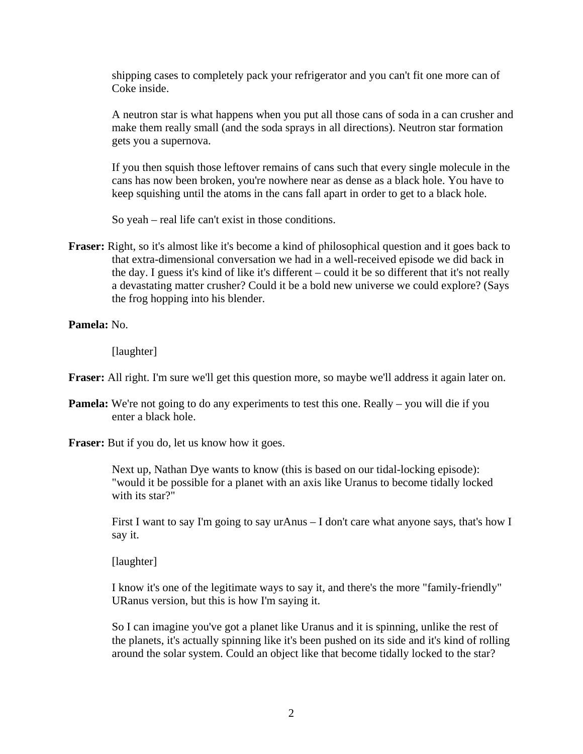shipping cases to completely pack your refrigerator and you can't fit one more can of Coke inside.

A neutron star is what happens when you put all those cans of soda in a can crusher and make them really small (and the soda sprays in all directions). Neutron star formation gets you a supernova.

If you then squish those leftover remains of cans such that every single molecule in the cans has now been broken, you're nowhere near as dense as a black hole. You have to keep squishing until the atoms in the cans fall apart in order to get to a black hole.

So yeah – real life can't exist in those conditions.

**Fraser:** Right, so it's almost like it's become a kind of philosophical question and it goes back to that extra-dimensional conversation we had in a well-received episode we did back in the day. I guess it's kind of like it's different – could it be so different that it's not really a devastating matter crusher? Could it be a bold new universe we could explore? (Says the frog hopping into his blender.

**Pamela:** No.

[laughter]

**Fraser:** All right. I'm sure we'll get this question more, so maybe we'll address it again later on.

**Pamela:** We're not going to do any experiments to test this one. Really – you will die if you enter a black hole.

**Fraser:** But if you do, let us know how it goes.

Next up, Nathan Dye wants to know (this is based on our tidal-locking episode): "would it be possible for a planet with an axis like Uranus to become tidally locked with its star?"

First I want to say I'm going to say urAnus – I don't care what anyone says, that's how I say it.

[laughter]

I know it's one of the legitimate ways to say it, and there's the more "family-friendly" URanus version, but this is how I'm saying it.

So I can imagine you've got a planet like Uranus and it is spinning, unlike the rest of the planets, it's actually spinning like it's been pushed on its side and it's kind of rolling around the solar system. Could an object like that become tidally locked to the star?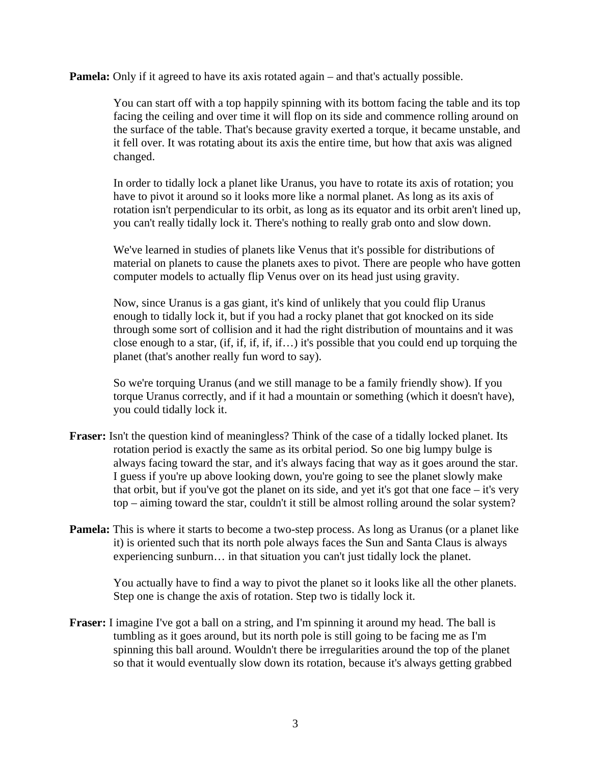**Pamela:** Only if it agreed to have its axis rotated again – and that's actually possible.

You can start off with a top happily spinning with its bottom facing the table and its top facing the ceiling and over time it will flop on its side and commence rolling around on the surface of the table. That's because gravity exerted a torque, it became unstable, and it fell over. It was rotating about its axis the entire time, but how that axis was aligned changed.

In order to tidally lock a planet like Uranus, you have to rotate its axis of rotation; you have to pivot it around so it looks more like a normal planet. As long as its axis of rotation isn't perpendicular to its orbit, as long as its equator and its orbit aren't lined up, you can't really tidally lock it. There's nothing to really grab onto and slow down.

We've learned in studies of planets like Venus that it's possible for distributions of material on planets to cause the planets axes to pivot. There are people who have gotten computer models to actually flip Venus over on its head just using gravity.

Now, since Uranus is a gas giant, it's kind of unlikely that you could flip Uranus enough to tidally lock it, but if you had a rocky planet that got knocked on its side through some sort of collision and it had the right distribution of mountains and it was close enough to a star, (if, if, if, if, if…) it's possible that you could end up torquing the planet (that's another really fun word to say).

So we're torquing Uranus (and we still manage to be a family friendly show). If you torque Uranus correctly, and if it had a mountain or something (which it doesn't have), you could tidally lock it.

**Fraser:** Isn't the question kind of meaningless? Think of the case of a tidally locked planet. Its rotation period is exactly the same as its orbital period. So one big lumpy bulge is always facing toward the star, and it's always facing that way as it goes around the star. I guess if you're up above looking down, you're going to see the planet slowly make that orbit, but if you've got the planet on its side, and yet it's got that one face – it's very top – aiming toward the star, couldn't it still be almost rolling around the solar system?

**Pamela:** This is where it starts to become a two-step process. As long as Uranus (or a planet like it) is oriented such that its north pole always faces the Sun and Santa Claus is always experiencing sunburn… in that situation you can't just tidally lock the planet.

You actually have to find a way to pivot the planet so it looks like all the other planets. Step one is change the axis of rotation. Step two is tidally lock it.

**Fraser:** I imagine I've got a ball on a string, and I'm spinning it around my head. The ball is tumbling as it goes around, but its north pole is still going to be facing me as I'm spinning this ball around. Wouldn't there be irregularities around the top of the planet so that it would eventually slow down its rotation, because it's always getting grabbed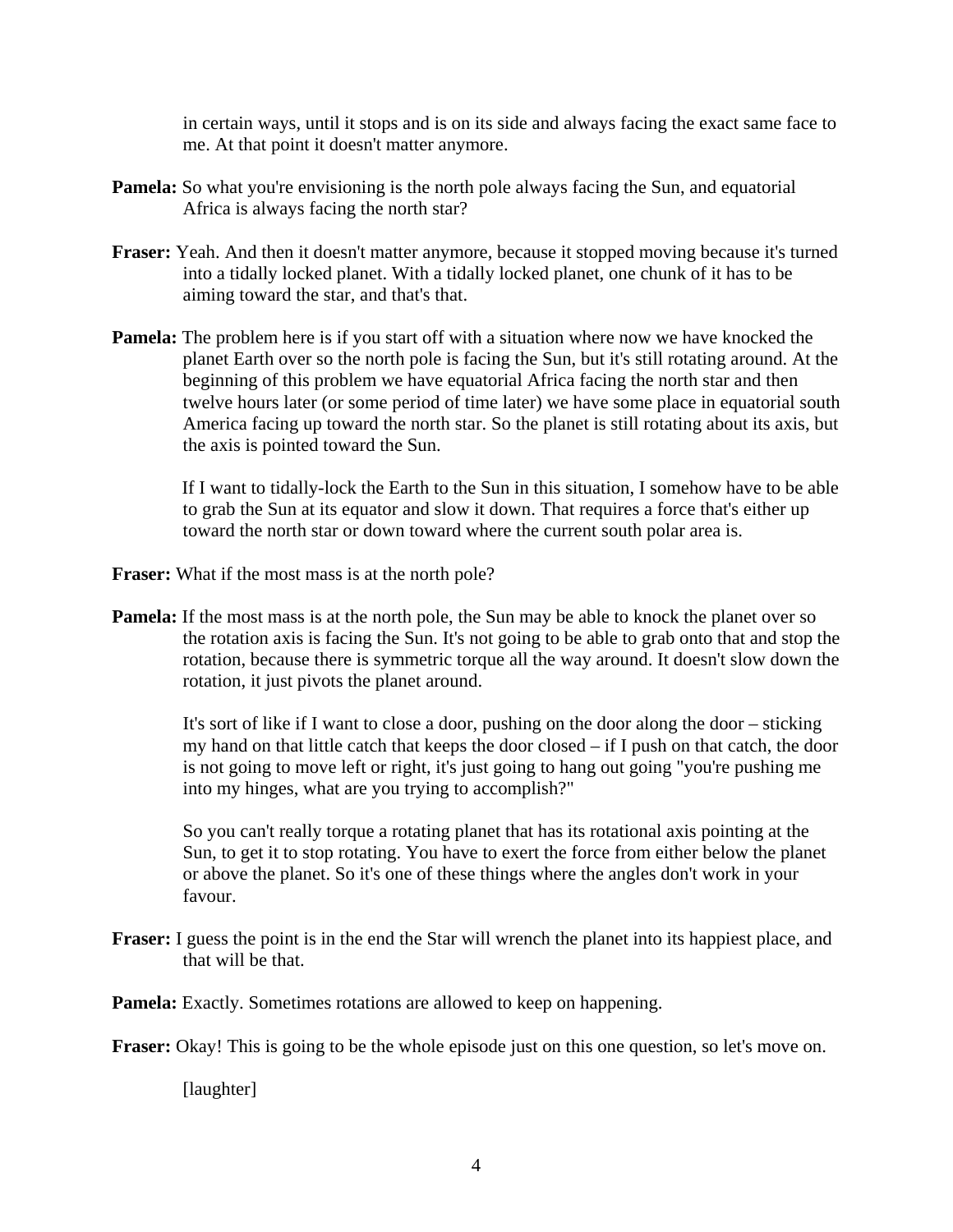in certain ways, until it stops and is on its side and always facing the exact same face to me. At that point it doesn't matter anymore.

**Pamela:** So what you're envisioning is the north pole always facing the Sun, and equatorial Africa is always facing the north star?

**Fraser:** Yeah. And then it doesn't matter anymore, because it stopped moving because it's turned into a tidally locked planet. With a tidally locked planet, one chunk of it has to be aiming toward the star, and that's that.

**Pamela:** The problem here is if you start off with a situation where now we have knocked the planet Earth over so the north pole is facing the Sun, but it's still rotating around. At the beginning of this problem we have equatorial Africa facing the north star and then twelve hours later (or some period of time later) we have some place in equatorial south America facing up toward the north star. So the planet is still rotating about its axis, but the axis is pointed toward the Sun.

If I want to tidally-lock the Earth to the Sun in this situation, I somehow have to be able to grab the Sun at its equator and slow it down. That requires a force that's either up toward the north star or down toward where the current south polar area is.

**Fraser:** What if the most mass is at the north pole?

**Pamela:** If the most mass is at the north pole, the Sun may be able to knock the planet over so the rotation axis is facing the Sun. It's not going to be able to grab onto that and stop the rotation, because there is symmetric torque all the way around. It doesn't slow down the rotation, it just pivots the planet around.

It's sort of like if I want to close a door, pushing on the door along the door – sticking my hand on that little catch that keeps the door closed – if I push on that catch, the door is not going to move left or right, it's just going to hang out going "you're pushing me into my hinges, what are you trying to accomplish?"

So you can't really torque a rotating planet that has its rotational axis pointing at the Sun, to get it to stop rotating. You have to exert the force from either below the planet or above the planet. So it's one of these things where the angles don't work in your favour.

**Fraser:** I guess the point is in the end the Star will wrench the planet into its happiest place, and that will be that.

**Pamela:** Exactly. Sometimes rotations are allowed to keep on happening.

**Fraser:** Okay! This is going to be the whole episode just on this one question, so let's move on.

[laughter]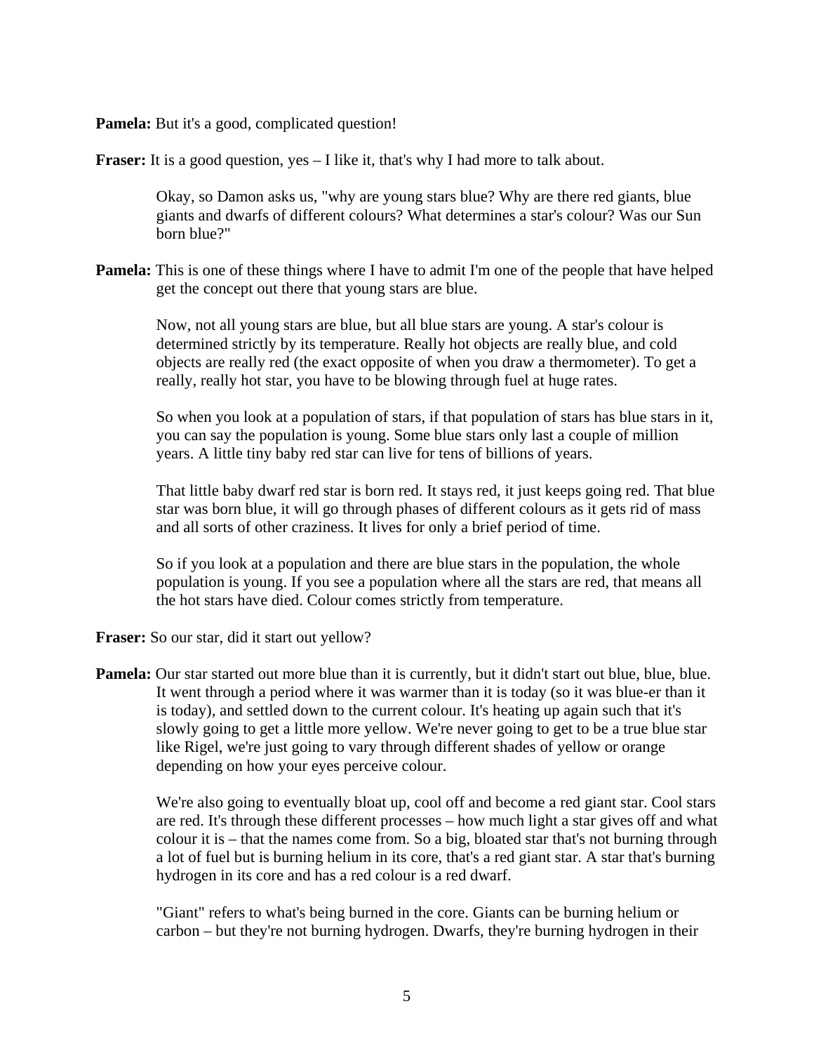**Pamela:** But it's a good, complicated question!

**Fraser:** It is a good question, yes – I like it, that's why I had more to talk about.

Okay, so Damon asks us, "why are young stars blue? Why are there red giants, blue giants and dwarfs of different colours? What determines a star's colour? Was our Sun born blue?"

**Pamela:** This is one of these things where I have to admit I'm one of the people that have helped get the concept out there that young stars are blue.

Now, not all young stars are blue, but all blue stars are young. A star's colour is determined strictly by its temperature. Really hot objects are really blue, and cold objects are really red (the exact opposite of when you draw a thermometer). To get a really, really hot star, you have to be blowing through fuel at huge rates.

So when you look at a population of stars, if that population of stars has blue stars in it, you can say the population is young. Some blue stars only last a couple of million years. A little tiny baby red star can live for tens of billions of years.

That little baby dwarf red star is born red. It stays red, it just keeps going red. That blue star was born blue, it will go through phases of different colours as it gets rid of mass and all sorts of other craziness. It lives for only a brief period of time.

So if you look at a population and there are blue stars in the population, the whole population is young. If you see a population where all the stars are red, that means all the hot stars have died. Colour comes strictly from temperature.

**Fraser:** So our star, did it start out yellow?

**Pamela:** Our star started out more blue than it is currently, but it didn't start out blue, blue, blue. It went through a period where it was warmer than it is today (so it was blue-er than it is today), and settled down to the current colour. It's heating up again such that it's slowly going to get a little more yellow. We're never going to get to be a true blue star like Rigel, we're just going to vary through different shades of yellow or orange depending on how your eyes perceive colour.

We're also going to eventually bloat up, cool off and become a red giant star. Cool stars are red. It's through these different processes – how much light a star gives off and what colour it is – that the names come from. So a big, bloated star that's not burning through a lot of fuel but is burning helium in its core, that's a red giant star. A star that's burning hydrogen in its core and has a red colour is a red dwarf.

"Giant" refers to what's being burned in the core. Giants can be burning helium or carbon – but they're not burning hydrogen. Dwarfs, they're burning hydrogen in their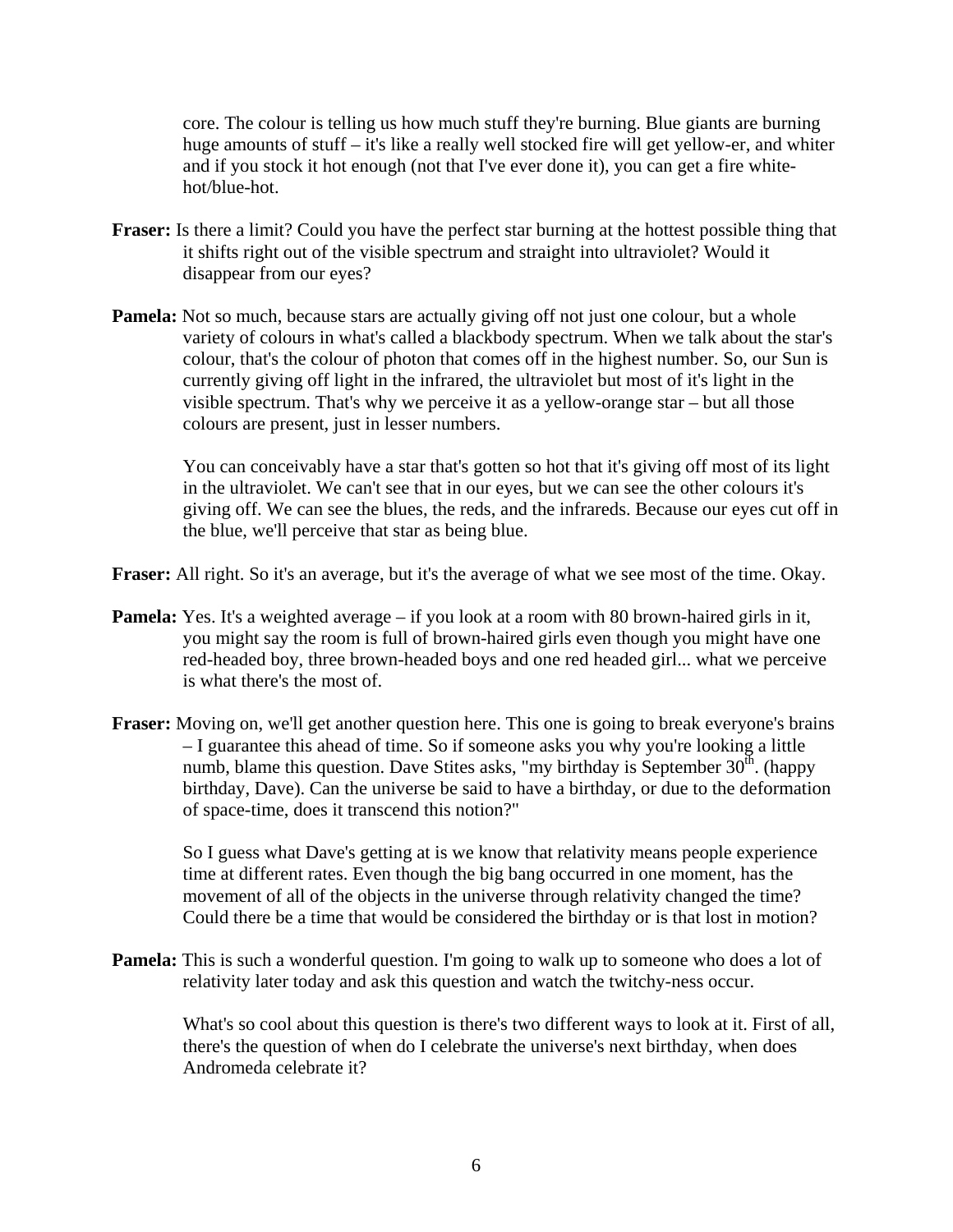core. The colour is telling us how much stuff they're burning. Blue giants are burning huge amounts of stuff – it's like a really well stocked fire will get yellow-er, and whiter and if you stock it hot enough (not that I've ever done it), you can get a fire white-hot/blue-hot.

**Fraser:** Is there a limit? Could you have the perfect star burning at the hottest possible thing that it shifts right out of the visible spectrum and straight into ultraviolet? Would it disappear from our eyes?

**Pamela:** Not so much, because stars are actually giving off not just one colour, but a whole variety of colours in what's called a blackbody spectrum. When we talk about the star's colour, that's the colour of photon that comes off in the highest number. So, our Sun is currently giving off light in the infrared, the ultraviolet but most of it's light in the visible spectrum. That's why we perceive it as a yellow-orange star – but all those colours are present, just in lesser numbers.

You can conceivably have a star that's gotten so hot that it's giving off most of its light in the ultraviolet. We can't see that in our eyes, but we can see the other colours it's giving off. We can see the blues, the reds, and the infrareds. Because our eyes cut off in the blue, we'll perceive that star as being blue.

**Fraser:** All right. So it's an average, but it's the average of what we see most of the time. Okay.

**Pamela:** Yes. It's a weighted average – if you look at a room with 80 brown-haired girls in it, you might say the room is full of brown-haired girls even though you might have one red-headed boy, three brown-headed boys and one red headed girl... what we perceive is what there's the most of.

**Fraser:** Moving on, we'll get another question here. This one is going to break everyone's brains – I guarantee this ahead of time. So if someone asks you why you're looking a little numb, blame this question. Dave Stites asks, "my birthday is September 30th. (happy birthday, Dave). Can the universe be said to have a birthday, or due to the deformation of space-time, does it transcend this notion?"

So I guess what Dave's getting at is we know that relativity means people experience time at different rates. Even though the big bang occurred in one moment, has the movement of all of the objects in the universe through relativity changed the time? Could there be a time that would be considered the birthday or is that lost in motion?

**Pamela:** This is such a wonderful question. I'm going to walk up to someone who does a lot of relativity later today and ask this question and watch the twitchy-ness occur.

What's so cool about this question is there's two different ways to look at it. First of all, there's the question of when do I celebrate the universe's next birthday, when does Andromeda celebrate it?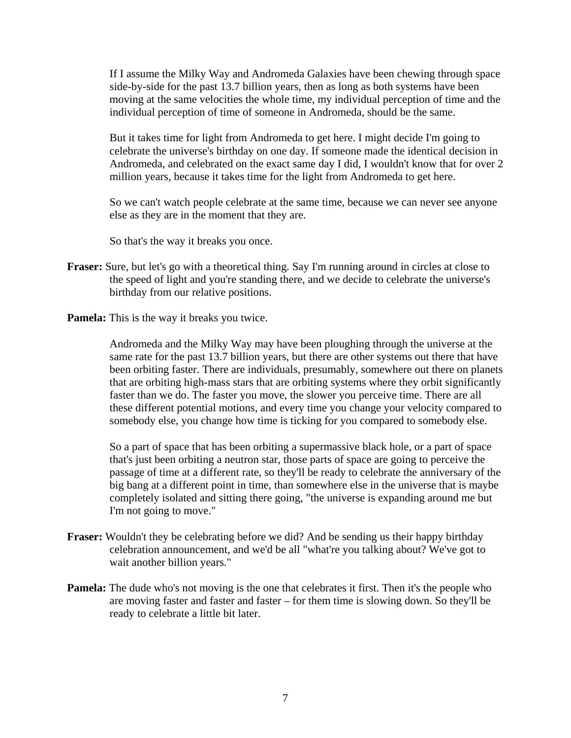If I assume the Milky Way and Andromeda Galaxies have been chewing through space side-by-side for the past 13.7 billion years, then as long as both systems have been moving at the same velocities the whole time, my individual perception of time and the individual perception of time of someone in Andromeda, should be the same.

But it takes time for light from Andromeda to get here. I might decide I'm going to celebrate the universe's birthday on one day. If someone made the identical decision in Andromeda, and celebrated on the exact same day I did, I wouldn't know that for over 2 million years, because it takes time for the light from Andromeda to get here.

So we can't watch people celebrate at the same time, because we can never see anyone else as they are in the moment that they are.

So that's the way it breaks you once.

**Fraser:** Sure, but let's go with a theoretical thing. Say I'm running around in circles at close to the speed of light and you're standing there, and we decide to celebrate the universe's birthday from our relative positions.

**Pamela:** This is the way it breaks you twice.

Andromeda and the Milky Way may have been ploughing through the universe at the same rate for the past 13.7 billion years, but there are other systems out there that have been orbiting faster. There are individuals, presumably, somewhere out there on planets that are orbiting high-mass stars that are orbiting systems where they orbit significantly faster than we do. The faster you move, the slower you perceive time. There are all these different potential motions, and every time you change your velocity compared to somebody else, you change how time is ticking for you compared to somebody else.

So a part of space that has been orbiting a supermassive black hole, or a part of space that's just been orbiting a neutron star, those parts of space are going to perceive the passage of time at a different rate, so they'll be ready to celebrate the anniversary of the big bang at a different point in time, than somewhere else in the universe that is maybe completely isolated and sitting there going, "the universe is expanding around me but I'm not going to move."

**Fraser:** Wouldn't they be celebrating before we did? And be sending us their happy birthday celebration announcement, and we'd be all "what're you talking about? We've got to wait another billion years."

**Pamela:** The dude who's not moving is the one that celebrates it first. Then it's the people who are moving faster and faster and faster – for them time is slowing down. So they'll be ready to celebrate a little bit later.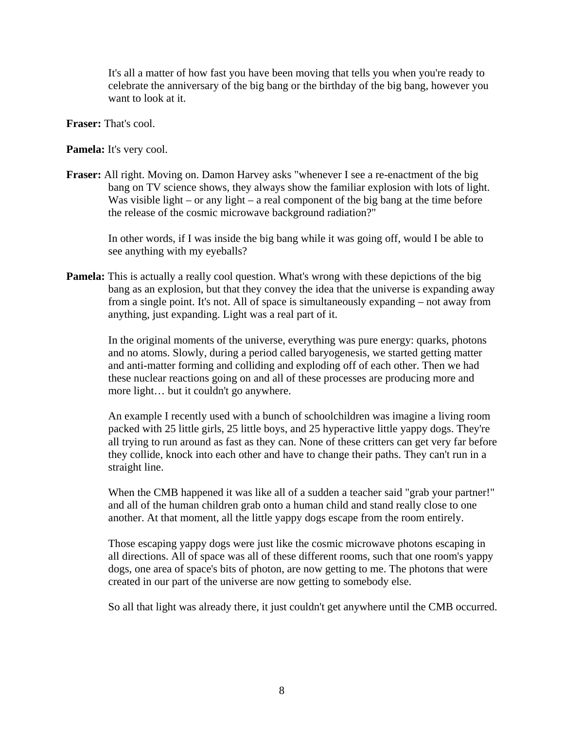It's all a matter of how fast you have been moving that tells you when you're ready to celebrate the anniversary of the big bang or the birthday of the big bang, however you want to look at it.

**Fraser:** That's cool.

**Pamela:** It's very cool.

**Fraser:** All right. Moving on. Damon Harvey asks "whenever I see a re-enactment of the big bang on TV science shows, they always show the familiar explosion with lots of light. Was visible light – or any light – a real component of the big bang at the time before the release of the cosmic microwave background radiation?"

In other words, if I was inside the big bang while it was going off, would I be able to see anything with my eyeballs?

**Pamela:** This is actually a really cool question. What's wrong with these depictions of the big bang as an explosion, but that they convey the idea that the universe is expanding away from a single point. It's not. All of space is simultaneously expanding – not away from anything, just expanding. Light was a real part of it.

In the original moments of the universe, everything was pure energy: quarks, photons and no atoms. Slowly, during a period called baryogenesis, we started getting matter and anti-matter forming and colliding and exploding off of each other. Then we had these nuclear reactions going on and all of these processes are producing more and more light… but it couldn't go anywhere.

An example I recently used with a bunch of schoolchildren was imagine a living room packed with 25 little girls, 25 little boys, and 25 hyperactive little yappy dogs. They're all trying to run around as fast as they can. None of these critters can get very far before they collide, knock into each other and have to change their paths. They can't run in a straight line.

When the CMB happened it was like all of a sudden a teacher said "grab your partner!" and all of the human children grab onto a human child and stand really close to one another. At that moment, all the little yappy dogs escape from the room entirely.

Those escaping yappy dogs were just like the cosmic microwave photons escaping in all directions. All of space was all of these different rooms, such that one room's yappy dogs, one area of space's bits of photon, are now getting to me. The photons that were created in our part of the universe are now getting to somebody else.

So all that light was already there, it just couldn't get anywhere until the CMB occurred.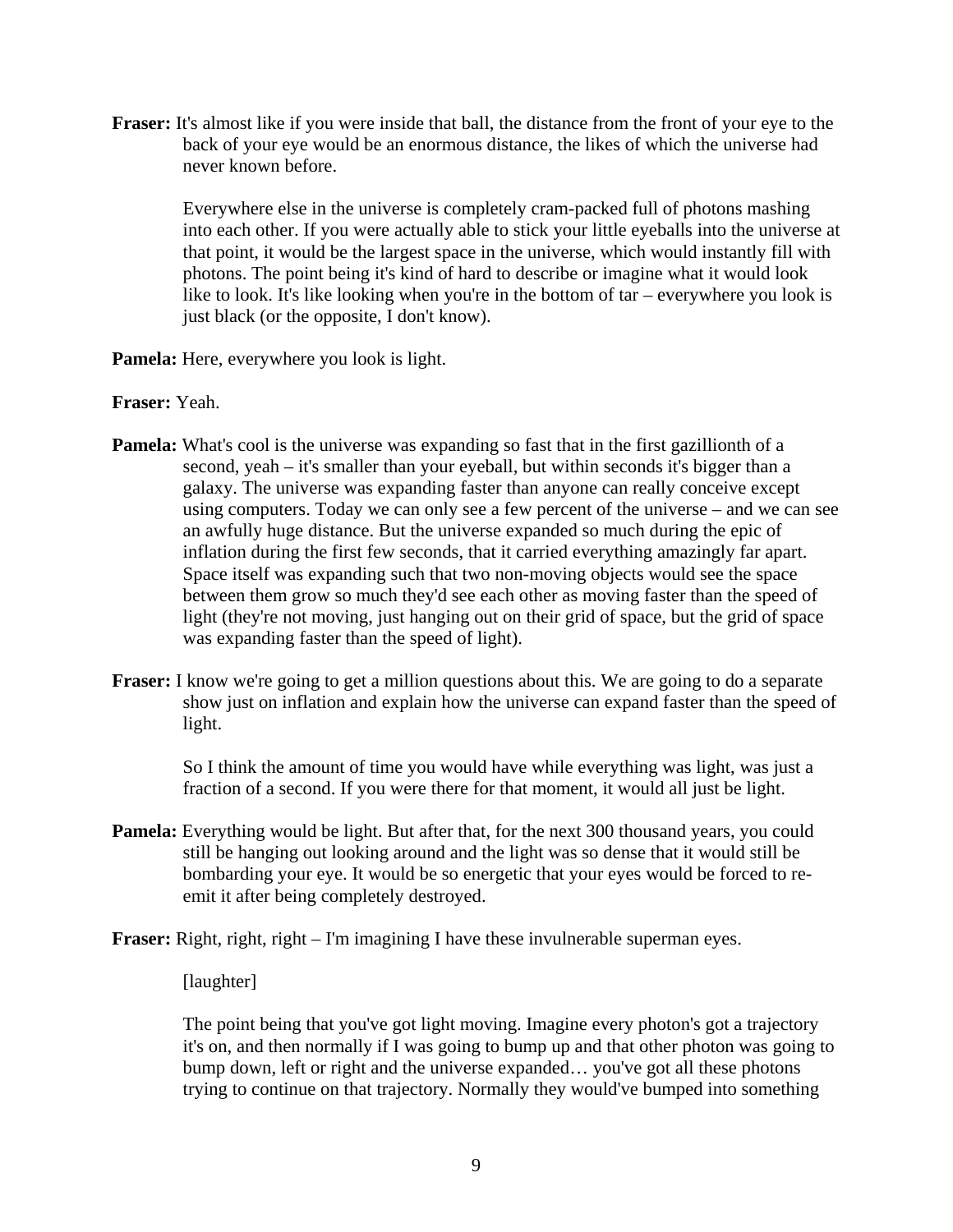**Fraser:** It's almost like if you were inside that ball, the distance from the front of your eye to the back of your eye would be an enormous distance, the likes of which the universe had never known before.

Everywhere else in the universe is completely cram-packed full of photons mashing into each other. If you were actually able to stick your little eyeballs into the universe at that point, it would be the largest space in the universe, which would instantly fill with photons. The point being it's kind of hard to describe or imagine what it would look like to look. It's like looking when you're in the bottom of tar – everywhere you look is just black (or the opposite, I don't know).

**Pamela:** Here, everywhere you look is light.

**Fraser:** Yeah.

**Pamela:** What's cool is the universe was expanding so fast that in the first gazillionth of a second, yeah – it's smaller than your eyeball, but within seconds it's bigger than a galaxy. The universe was expanding faster than anyone can really conceive except using computers. Today we can only see a few percent of the universe – and we can see an awfully huge distance. But the universe expanded so much during the epic of inflation during the first few seconds, that it carried everything amazingly far apart. Space itself was expanding such that two non-moving objects would see the space between them grow so much they'd see each other as moving faster than the speed of light (they're not moving, just hanging out on their grid of space, but the grid of space was expanding faster than the speed of light).

**Fraser:** I know we're going to get a million questions about this. We are going to do a separate show just on inflation and explain how the universe can expand faster than the speed of light.

So I think the amount of time you would have while everything was light, was just a fraction of a second. If you were there for that moment, it would all just be light.

**Pamela:** Everything would be light. But after that, for the next 300 thousand years, you could still be hanging out looking around and the light was so dense that it would still be bombarding your eye. It would be so energetic that your eyes would be forced to re-emit it after being completely destroyed.

**Fraser:** Right, right, right – I'm imagining I have these invulnerable superman eyes.

[laughter]

The point being that you've got light moving. Imagine every photon's got a trajectory it's on, and then normally if I was going to bump up and that other photon was going to bump down, left or right and the universe expanded… you've got all these photons trying to continue on that trajectory. Normally they would've bumped into something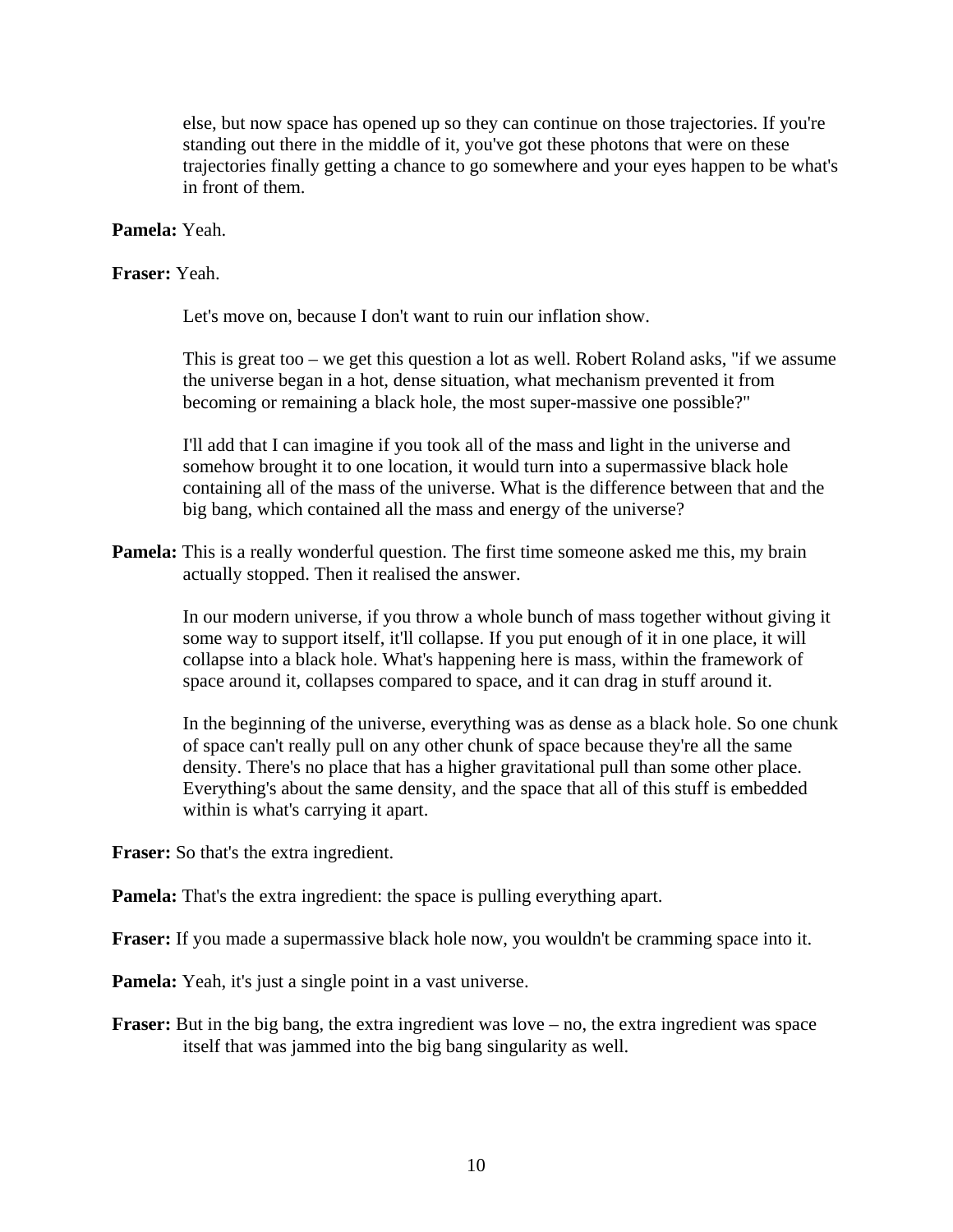else, but now space has opened up so they can continue on those trajectories. If you're standing out there in the middle of it, you've got these photons that were on these trajectories finally getting a chance to go somewhere and your eyes happen to be what's in front of them.

**Pamela:** Yeah.

**Fraser:** Yeah.

Let's move on, because I don't want to ruin our inflation show.

This is great too – we get this question a lot as well. Robert Roland asks, "if we assume the universe began in a hot, dense situation, what mechanism prevented it from becoming or remaining a black hole, the most super-massive one possible?"

I'll add that I can imagine if you took all of the mass and light in the universe and somehow brought it to one location, it would turn into a supermassive black hole containing all of the mass of the universe. What is the difference between that and the big bang, which contained all the mass and energy of the universe?

**Pamela:** This is a really wonderful question. The first time someone asked me this, my brain actually stopped. Then it realised the answer.

In our modern universe, if you throw a whole bunch of mass together without giving it some way to support itself, it'll collapse. If you put enough of it in one place, it will collapse into a black hole. What's happening here is mass, within the framework of space around it, collapses compared to space, and it can drag in stuff around it.

In the beginning of the universe, everything was as dense as a black hole. So one chunk of space can't really pull on any other chunk of space because they're all the same density. There's no place that has a higher gravitational pull than some other place. Everything's about the same density, and the space that all of this stuff is embedded within is what's carrying it apart.

**Fraser:** So that's the extra ingredient.

**Pamela:** That's the extra ingredient: the space is pulling everything apart.

**Fraser:** If you made a supermassive black hole now, you wouldn't be cramming space into it.

**Pamela:** Yeah, it's just a single point in a vast universe.

**Fraser:** But in the big bang, the extra ingredient was love – no, the extra ingredient was space itself that was jammed into the big bang singularity as well.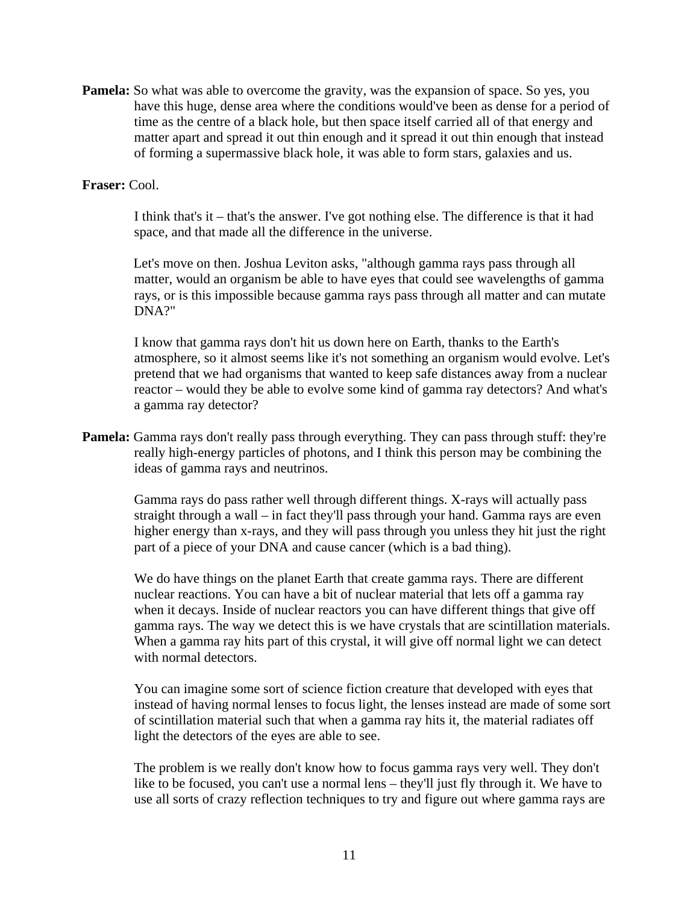**Pamela:** So what was able to overcome the gravity, was the expansion of space. So yes, you have this huge, dense area where the conditions would've been as dense for a period of time as the centre of a black hole, but then space itself carried all of that energy and matter apart and spread it out thin enough and it spread it out thin enough that instead of forming a supermassive black hole, it was able to form stars, galaxies and us.

**Fraser:** Cool.

I think that's it – that's the answer. I've got nothing else. The difference is that it had space, and that made all the difference in the universe.

Let's move on then. Joshua Leviton asks, "although gamma rays pass through all matter, would an organism be able to have eyes that could see wavelengths of gamma rays, or is this impossible because gamma rays pass through all matter and can mutate DNA?"

I know that gamma rays don't hit us down here on Earth, thanks to the Earth's atmosphere, so it almost seems like it's not something an organism would evolve. Let's pretend that we had organisms that wanted to keep safe distances away from a nuclear reactor – would they be able to evolve some kind of gamma ray detectors? And what's a gamma ray detector?

**Pamela:** Gamma rays don't really pass through everything. They can pass through stuff: they're really high-energy particles of photons, and I think this person may be combining the ideas of gamma rays and neutrinos.

Gamma rays do pass rather well through different things. X-rays will actually pass straight through a wall – in fact they'll pass through your hand. Gamma rays are even higher energy than x-rays, and they will pass through you unless they hit just the right part of a piece of your DNA and cause cancer (which is a bad thing).

We do have things on the planet Earth that create gamma rays. There are different nuclear reactions. You can have a bit of nuclear material that lets off a gamma ray when it decays. Inside of nuclear reactors you can have different things that give off gamma rays. The way we detect this is we have crystals that are scintillation materials. When a gamma ray hits part of this crystal, it will give off normal light we can detect with normal detectors.

You can imagine some sort of science fiction creature that developed with eyes that instead of having normal lenses to focus light, the lenses instead are made of some sort of scintillation material such that when a gamma ray hits it, the material radiates off light the detectors of the eyes are able to see.

The problem is we really don't know how to focus gamma rays very well. They don't like to be focused, you can't use a normal lens – they'll just fly through it. We have to use all sorts of crazy reflection techniques to try and figure out where gamma rays are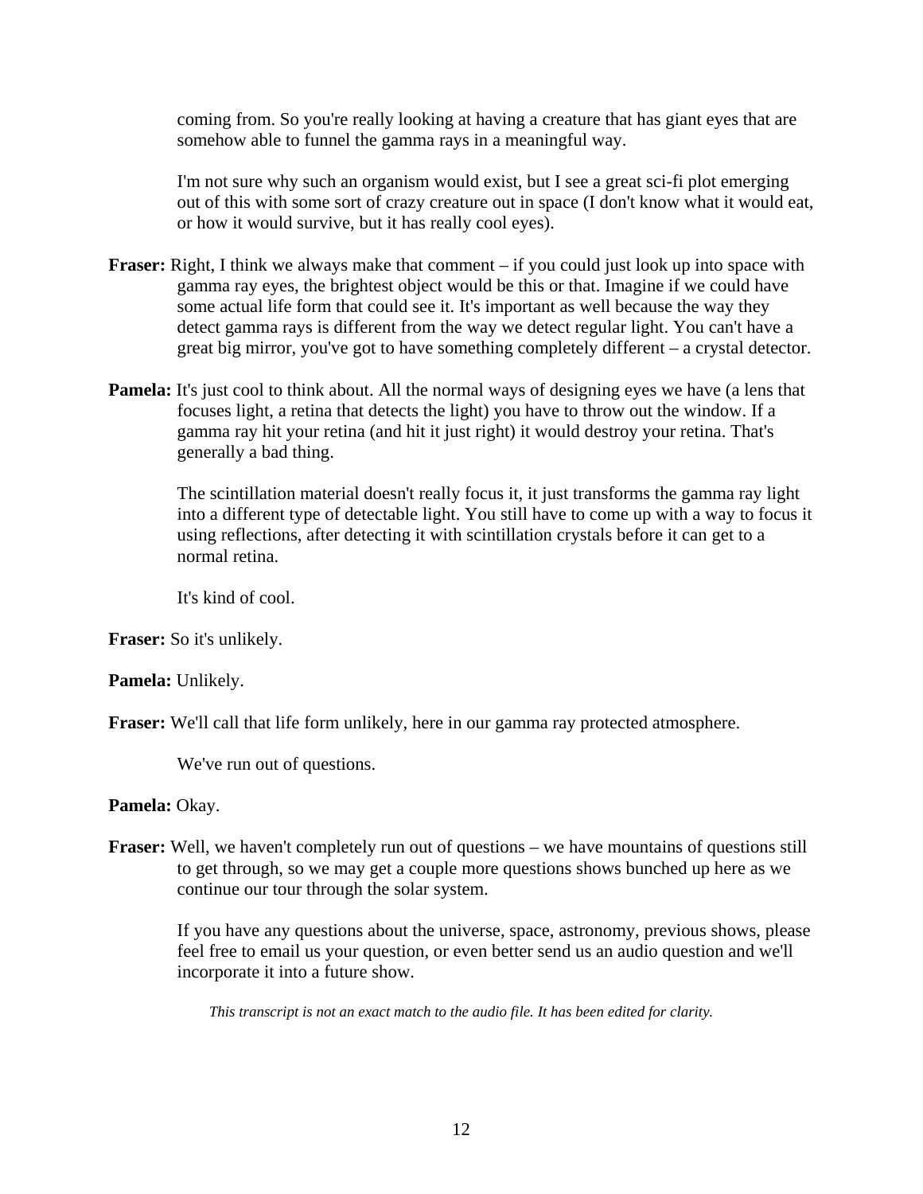coming from. So you're really looking at having a creature that has giant eyes that are somehow able to funnel the gamma rays in a meaningful way.

I'm not sure why such an organism would exist, but I see a great sci-fi plot emerging out of this with some sort of crazy creature out in space (I don't know what it would eat, or how it would survive, but it has really cool eyes).

**Fraser:** Right, I think we always make that comment – if you could just look up into space with gamma ray eyes, the brightest object would be this or that. Imagine if we could have some actual life form that could see it. It's important as well because the way they detect gamma rays is different from the way we detect regular light. You can't have a great big mirror, you've got to have something completely different – a crystal detector.

**Pamela:** It's just cool to think about. All the normal ways of designing eyes we have (a lens that focuses light, a retina that detects the light) you have to throw out the window. If a gamma ray hit your retina (and hit it just right) it would destroy your retina. That's generally a bad thing.

The scintillation material doesn't really focus it, it just transforms the gamma ray light into a different type of detectable light. You still have to come up with a way to focus it using reflections, after detecting it with scintillation crystals before it can get to a normal retina.

It's kind of cool.

**Fraser:** So it's unlikely.

**Pamela:** Unlikely.

**Fraser:** We'll call that life form unlikely, here in our gamma ray protected atmosphere.

We've run out of questions.

**Pamela:** Okay.

**Fraser:** Well, we haven't completely run out of questions – we have mountains of questions still to get through, so we may get a couple more questions shows bunched up here as we continue our tour through the solar system.

If you have any questions about the universe, space, astronomy, previous shows, please feel free to email us your question, or even better send us an audio question and we'll incorporate it into a future show.

*This transcript is not an exact match to the audio file. It has been edited for clarity.*